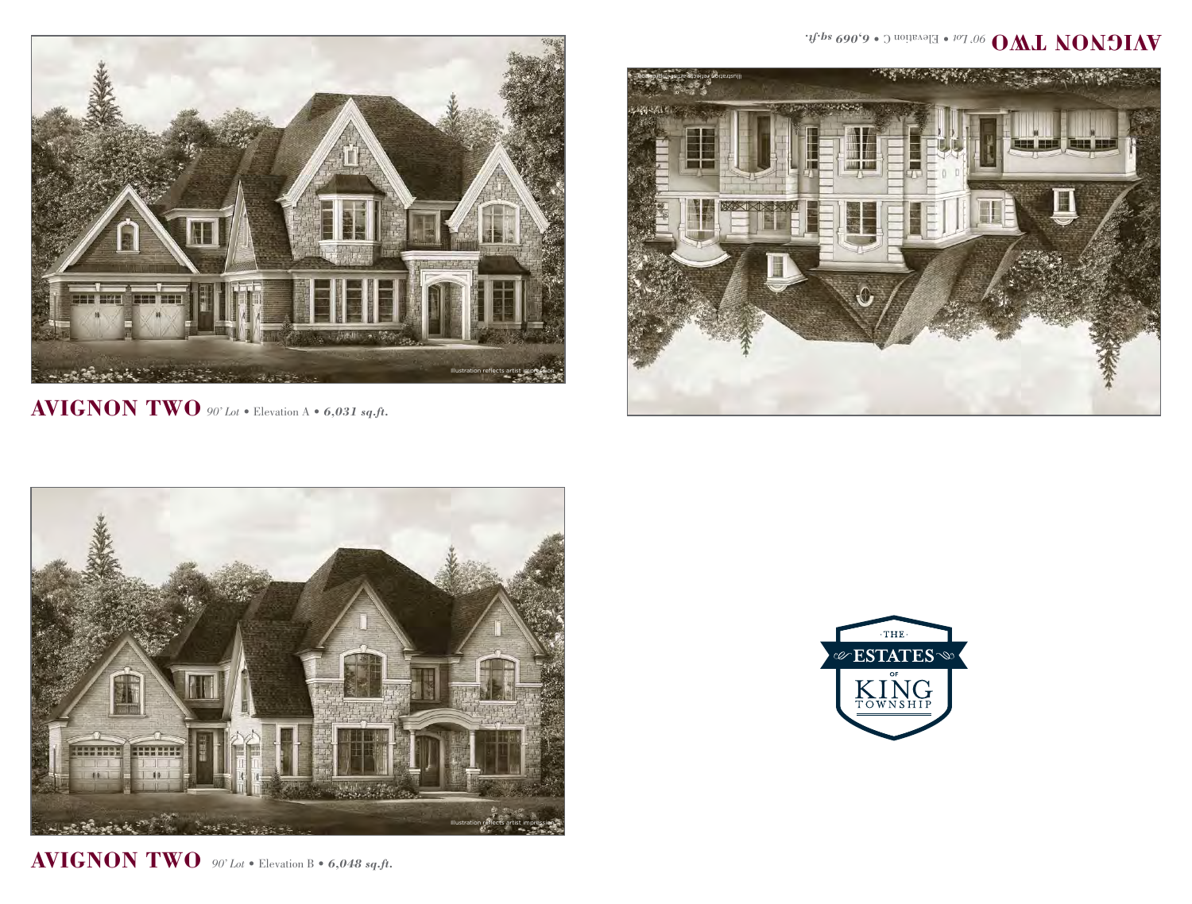Illustration reflects artist impression.

**AVIGNON TWO** *90' Lot* • Elevation A • ***6,031 sq.ft.***

Illustration reflects artist impression.

**AVIGNON TWO** *90' Lot* • Elevation C • ***6,069 sq.ft.***

Illustration reflects artist impression.

**AVIGNON TWO** *90' Lot* • Elevation B • ***6,048 sq.ft.***

THE ESTATES OF KING TOWNSHIP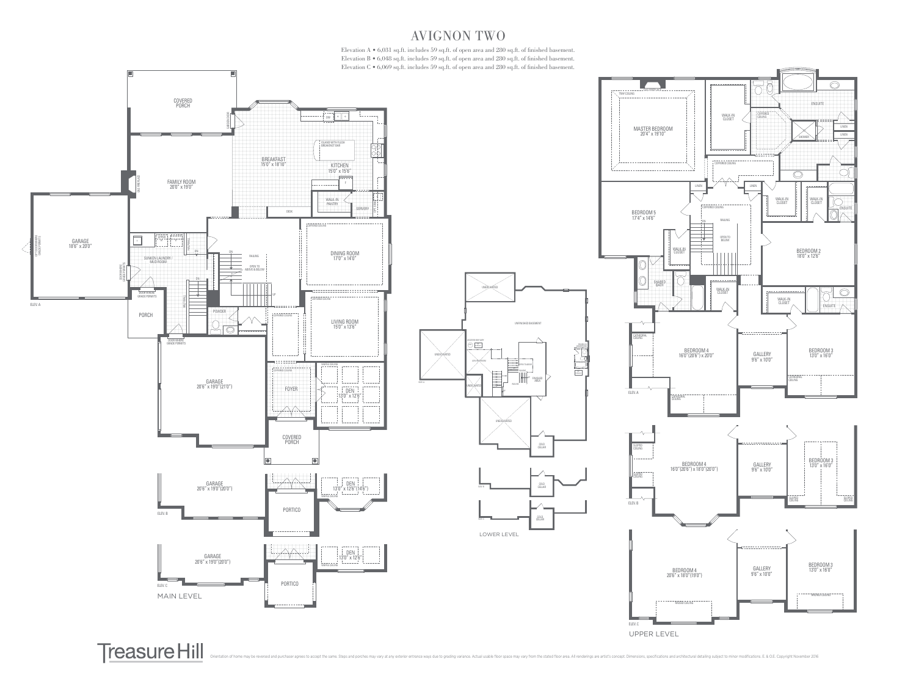# AVIGNON TWO

Elevation A • 6,031 sq.ft. includes 59 sq.ft. of open area and 280 sq.ft. of finished basement.
Elevation B • 6,048 sq.ft. includes 59 sq.ft. of open area and 280 sq.ft. of finished basement.
Elevation C • 6,069 sq.ft. includes 59 sq.ft. of open area and 280 sq.ft. of finished basement.

COVERED PORCH

BREAKFAST
15'0" x 18'10"

KITCHEN
15'0" x 15'6"

ISLAND WITH FLUSH BREAKFAST BAR

FAMILY ROOM
20'0" x 19'0"

GAS FIREPLACE

WALK-IN PANTRY

SERVERY

DESK

GARAGE
18'6" x 20'0"

SUNKEN LAUNDRY / MUDROOM

RAILING

OPEN TO ABOVE & BELOW

DINING ROOM
17'0" x 14'0"

LIVING ROOM
15'0" x 13'6"

PORCH

POWDER

GARAGE
20'6" x 19'0"(21'0")

FOYER

DEN
13'0" x 12'6"

COVERED PORCH

ELEV. A

GARAGE
20'6" x 19'0"(20'0")

PORTICO

DEN
13'0" x 12'6"(14'6")

ELEV. B

GARAGE
20'6" x 19'0"(20'0")

PORTICO

DEN
13'0" x 12'6"

ELEV. C

MAIN LEVEL

UNEXCAVATED

UNFINISHED BASEMENT

FINISHED AREA

COLD CELLAR

LOWER LEVEL

MASTER BEDROOM
20'4" x 19'10"

WALK-IN CLOSET

ENSUITE

SHOWER

LINEN

BEDROOM 5
17'4" x 14'6"

RAILING

OPEN TO BELOW

WALK-IN CLOSET

ENSUITE

BEDROOM 2
18'0" x 12'6"

SHARED BATH

WALK-IN CLOSET

BEDROOM 4
16'0"(20'6") x 20'0"

GALLERY
9'6" x 10'0"

BEDROOM 3
13'0" x 16'0"

ELEV. A

BEDROOM 4
16'0"(20'6") x 18'0"(20'0")

GALLERY
9'6" x 10'0"

BEDROOM 3
13'0" x 16'0"

ELEV. B

BEDROOM 4
20'6" x 18'0"(19'0")

GALLERY
9'6" x 10'0"

BEDROOM 3
13'0" x 16'0"

ELEV. C

UPPER LEVEL

Treasure Hill

Orientation of home may be reversed and purchaser agrees to accept the same. Steps and porches may vary at any exterior entrance ways due to grading variance. Actual usable floor space may vary from the stated floor area. All renderings are artist's concept. Dimensions, specifications and architectural detailing subject to minor modifications. E. & O.E. Copyright November 2016